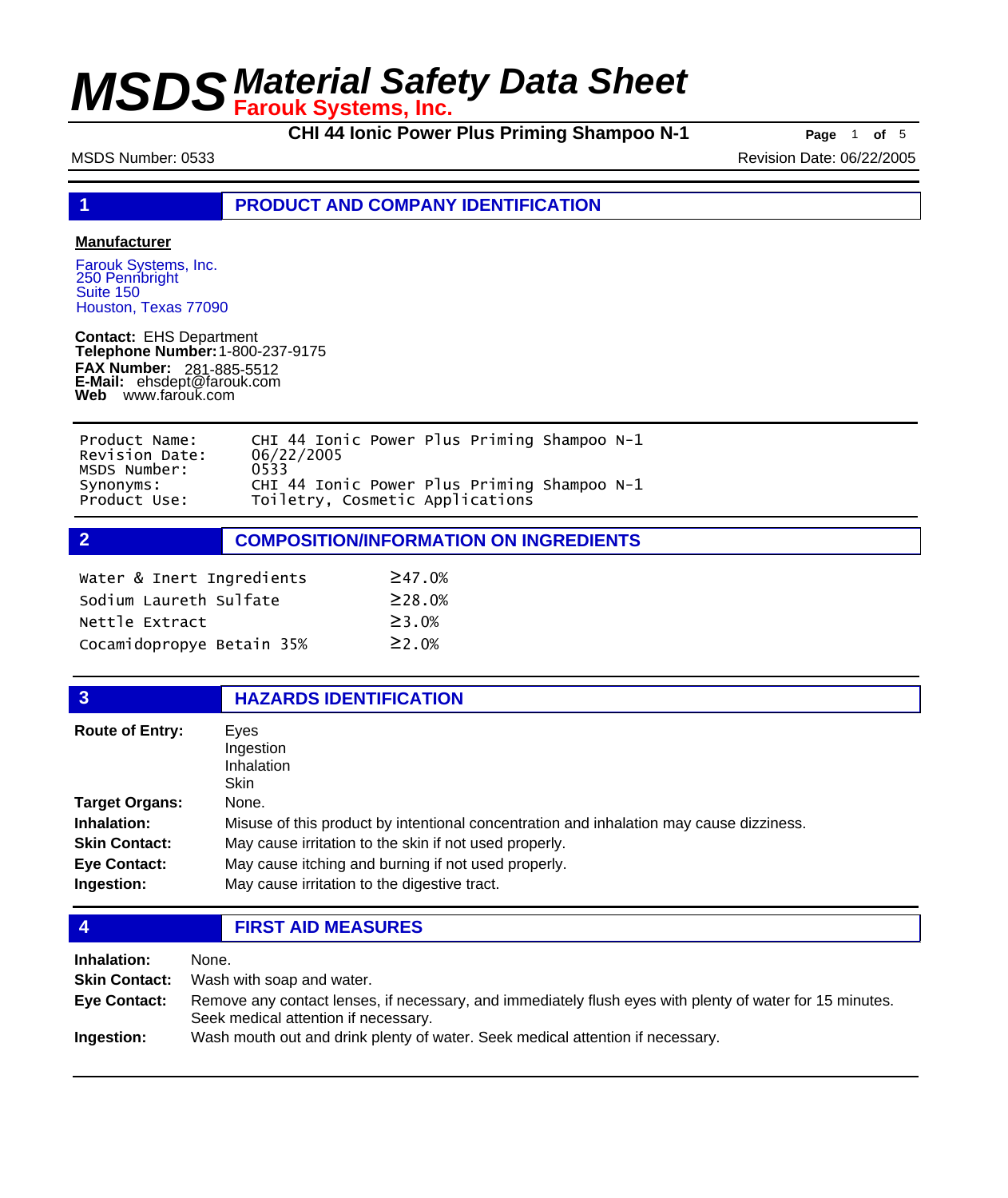# MSDS Material Safety Data Sheet

**Farouk Systems, Inc.**

**CHI 44 Ionic Power Plus Priming Shampoo N-1**

MSDS Number: 0533

Revision Date: 06/22/2005

## 1 PRODUCT AND COMPANY IDENTIFICATION

**Manufacturer**

Farouk Systems, Inc.
250 Pennbright
Suite 150
Houston, Texas 77090

**Contact:** EHS Department
**Telephone Number:** 1-800-237-9175
**FAX Number:** 281-885-5512
**E-Mail:** ehsdept@farouk.com
**Web** www.farouk.com

| | |
|---|---|
| Product Name: | CHI 44 Ionic Power Plus Priming Shampoo N-1 |
| Revision Date: | 06/22/2005 |
| MSDS Number: | 0533 |
| Synonyms: | CHI 44 Ionic Power Plus Priming Shampoo N-1 |
| Product Use: | Toiletry, Cosmetic Applications |

## 2 COMPOSITION/INFORMATION ON INGREDIENTS

| | |
|---|---|
| Water & Inert Ingredients | ≥47.0% |
| Sodium Laureth Sulfate | ≥28.0% |
| Nettle Extract | ≥3.0% |
| Cocamidopropye Betain 35% | ≥2.0% |

## 3 HAZARDS IDENTIFICATION

**Route of Entry:** Eyes
Ingestion
Inhalation
Skin

**Target Organs:** None.

**Inhalation:** Misuse of this product by intentional concentration and inhalation may cause dizziness.

**Skin Contact:** May cause irritation to the skin if not used properly.

**Eye Contact:** May cause itching and burning if not used properly.

**Ingestion:** May cause irritation to the digestive tract.

## 4 FIRST AID MEASURES

**Inhalation:** None.

**Skin Contact:** Wash with soap and water.

**Eye Contact:** Remove any contact lenses, if necessary, and immediately flush eyes with plenty of water for 15 minutes. Seek medical attention if necessary.

**Ingestion:** Wash mouth out and drink plenty of water. Seek medical attention if necessary.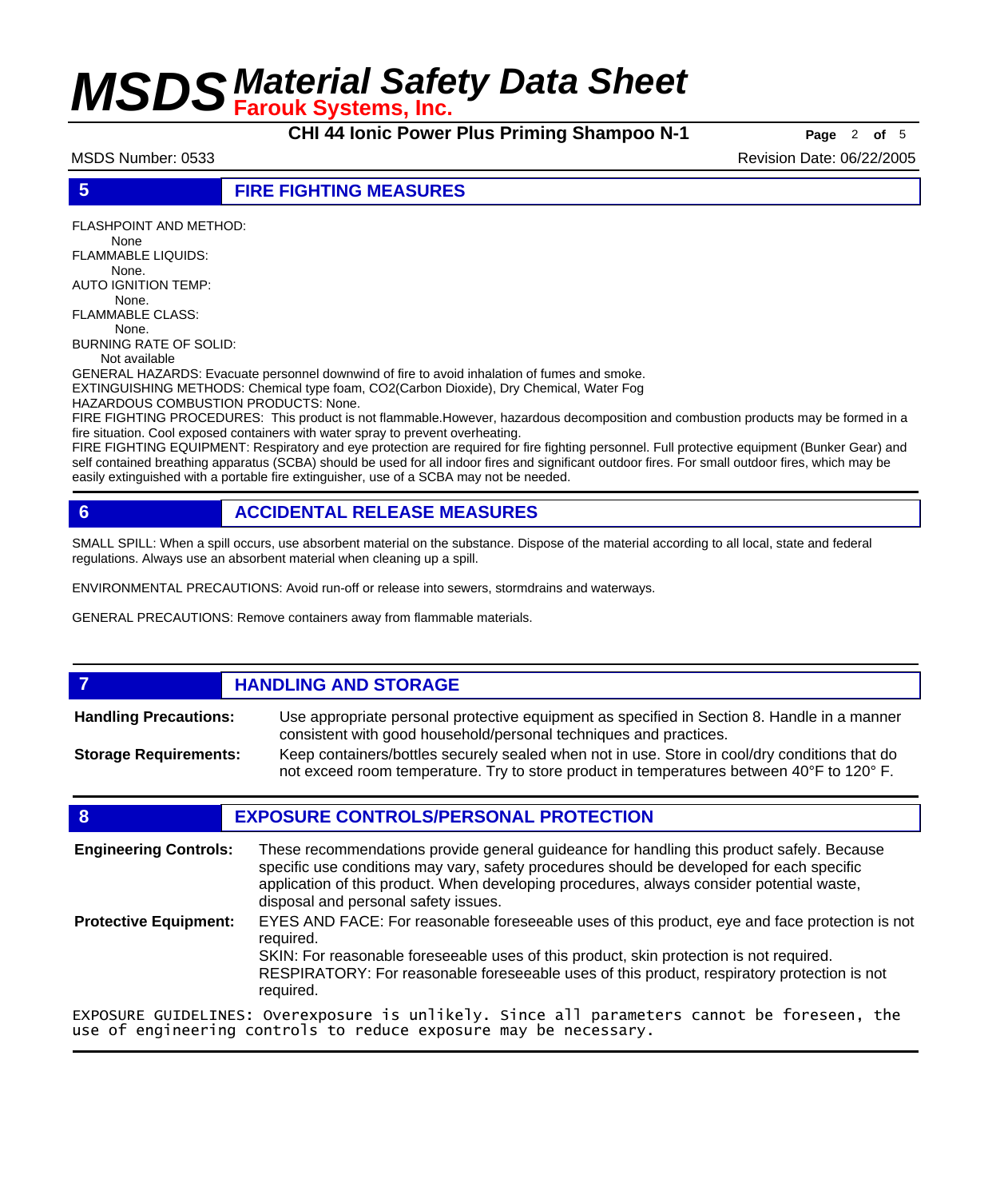## 5 FIRE FIGHTING MEASURES

FLASHPOINT AND METHOD:
None

FLAMMABLE LIQUIDS:
None.

AUTO IGNITION TEMP:
None.

FLAMMABLE CLASS:
None.

BURNING RATE OF SOLID:
Not available

GENERAL HAZARDS: Evacuate personnel downwind of fire to avoid inhalation of fumes and smoke.

EXTINGUISHING METHODS: Chemical type foam, CO2(Carbon Dioxide), Dry Chemical, Water Fog

HAZARDOUS COMBUSTION PRODUCTS: None.

FIRE FIGHTING PROCEDURES: This product is not flammable.However, hazardous decomposition and combustion products may be formed in a fire situation. Cool exposed containers with water spray to prevent overheating.

FIRE FIGHTING EQUIPMENT: Respiratory and eye protection are required for fire fighting personnel. Full protective equipment (Bunker Gear) and self contained breathing apparatus (SCBA) should be used for all indoor fires and significant outdoor fires. For small outdoor fires, which may be easily extinguished with a portable fire extinguisher, use of a SCBA may not be needed.

## 6 ACCIDENTAL RELEASE MEASURES

SMALL SPILL: When a spill occurs, use absorbent material on the substance. Dispose of the material according to all local, state and federal regulations. Always use an absorbent material when cleaning up a spill.

ENVIRONMENTAL PRECAUTIONS: Avoid run-off or release into sewers, stormdrains and waterways.

GENERAL PRECAUTIONS: Remove containers away from flammable materials.

## 7 HANDLING AND STORAGE

**Handling Precautions:** Use appropriate personal protective equipment as specified in Section 8. Handle in a manner consistent with good household/personal techniques and practices.

**Storage Requirements:** Keep containers/bottles securely sealed when not in use. Store in cool/dry conditions that do not exceed room temperature. Try to store product in temperatures between 40°F to 120° F.

## 8 EXPOSURE CONTROLS/PERSONAL PROTECTION

**Engineering Controls:** These recommendations provide general guideance for handling this product safely. Because specific use conditions may vary, safety procedures should be developed for each specific application of this product. When developing procedures, always consider potential waste, disposal and personal safety issues.

**Protective Equipment:** EYES AND FACE: For reasonable foreseeable uses of this product, eye and face protection is not required.
SKIN: For reasonable foreseeable uses of this product, skin protection is not required.
RESPIRATORY: For reasonable foreseeable uses of this product, respiratory protection is not required.

EXPOSURE GUIDELINES: Overexposure is unlikely. Since all parameters cannot be foreseen, the use of engineering controls to reduce exposure may be necessary.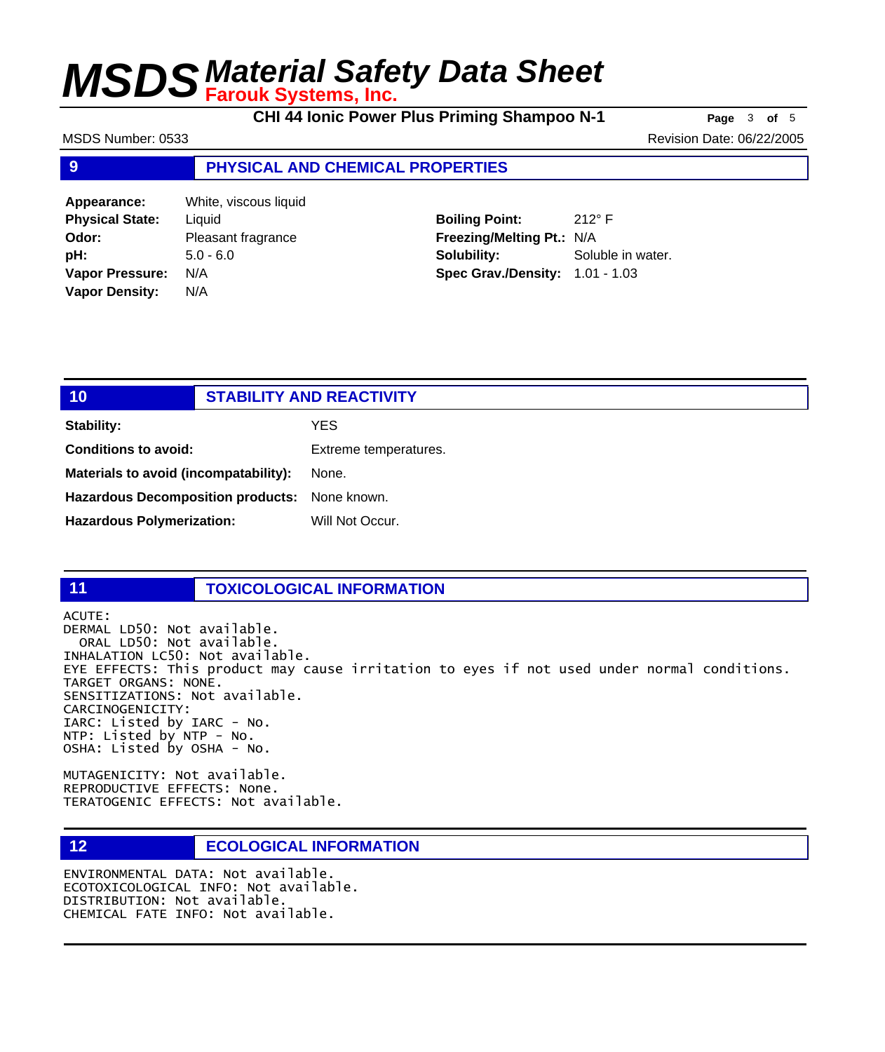## 9 PHYSICAL AND CHEMICAL PROPERTIES

| | | | |
|---|---|---|---|
| **Appearance:** | White, viscous liquid | | |
| **Physical State:** | Liquid | **Boiling Point:** | 212° F |
| **Odor:** | Pleasant fragrance | **Freezing/Melting Pt.:** | N/A |
| **pH:** | 5.0 - 6.0 | **Solubility:** | Soluble in water. |
| **Vapor Pressure:** | N/A | **Spec Grav./Density:** | 1.01 - 1.03 |
| **Vapor Density:** | N/A | | |

## 10 STABILITY AND REACTIVITY

| | |
|---|---|
| **Stability:** | YES |
| **Conditions to avoid:** | Extreme temperatures. |
| **Materials to avoid (incompatability):** | None. |
| **Hazardous Decomposition products:** | None known. |
| **Hazardous Polymerization:** | Will Not Occur. |

## 11 TOXICOLOGICAL INFORMATION

ACUTE:
DERMAL LD50: Not available.
ORAL LD50: Not available.
INHALATION LC50: Not available.
EYE EFFECTS: This product may cause irritation to eyes if not used under normal conditions.
TARGET ORGANS: NONE.
SENSITIZATIONS: Not available.
CARCINOGENICITY:
IARC: Listed by IARC - No.
NTP: Listed by NTP - No.
OSHA: Listed by OSHA - No.

MUTAGENICITY: Not available.
REPRODUCTIVE EFFECTS: None.
TERATOGENIC EFFECTS: Not available.

## 12 ECOLOGICAL INFORMATION

ENVIRONMENTAL DATA: Not available.
ECOTOXICOLOGICAL INFO: Not available.
DISTRIBUTION: Not available.
CHEMICAL FATE INFO: Not available.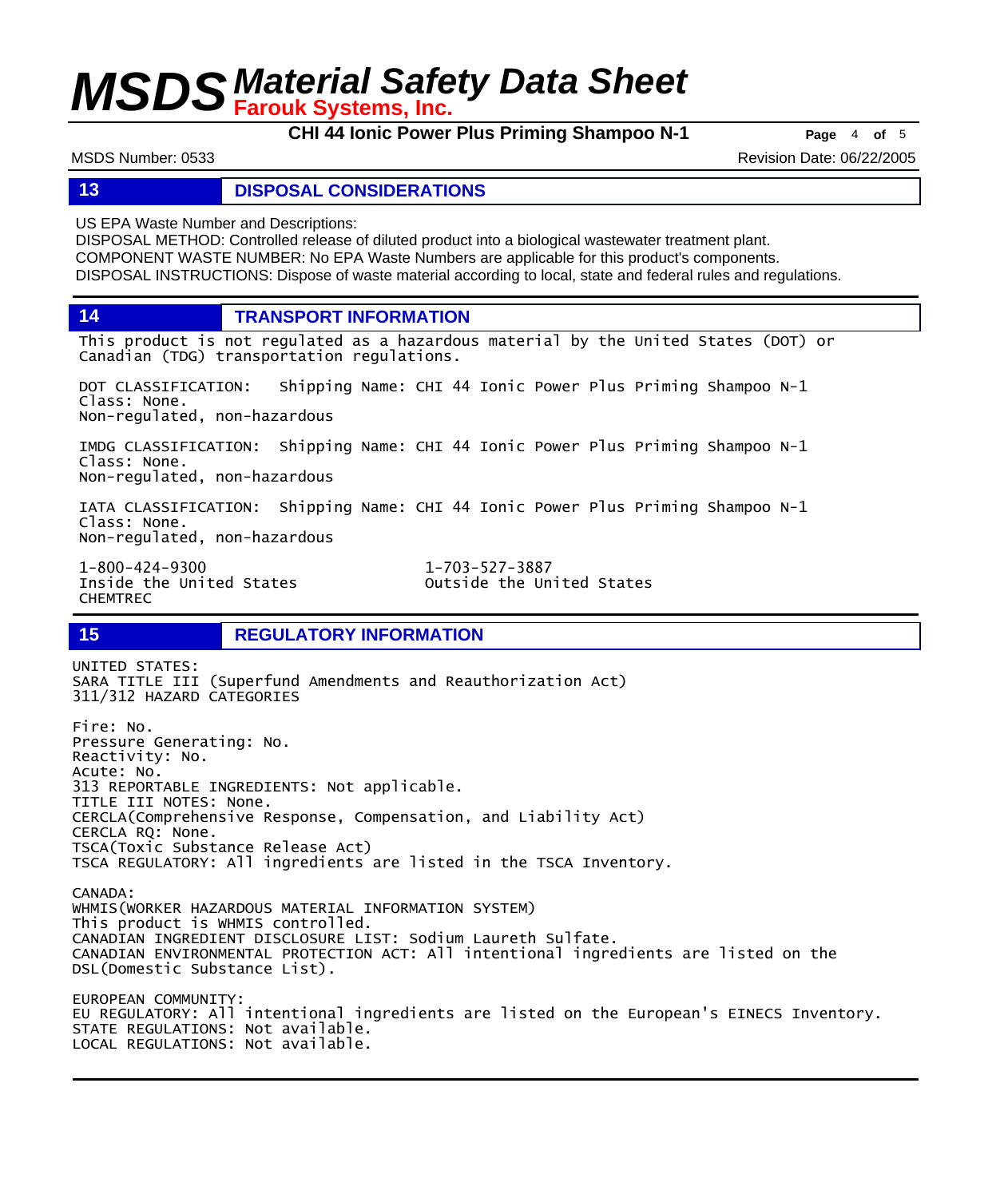## 13 DISPOSAL CONSIDERATIONS

US EPA Waste Number and Descriptions:
DISPOSAL METHOD: Controlled release of diluted product into a biological wastewater treatment plant.
COMPONENT WASTE NUMBER: No EPA Waste Numbers are applicable for this product's components.
DISPOSAL INSTRUCTIONS: Dispose of waste material according to local, state and federal rules and regulations.

## 14 TRANSPORT INFORMATION

This product is not regulated as a hazardous material by the United States (DOT) or Canadian (TDG) transportation regulations.

DOT CLASSIFICATION: Shipping Name: CHI 44 Ionic Power Plus Priming Shampoo N-1
Class: None.
Non-regulated, non-hazardous

IMDG CLASSIFICATION: Shipping Name: CHI 44 Ionic Power Plus Priming Shampoo N-1
Class: None.
Non-regulated, non-hazardous

IATA CLASSIFICATION: Shipping Name: CHI 44 Ionic Power Plus Priming Shampoo N-1
Class: None.
Non-regulated, non-hazardous

1-800-424-9300
Inside the United States
CHEMTREC

1-703-527-3887
Outside the United States

## 15 REGULATORY INFORMATION

UNITED STATES:
SARA TITLE III (Superfund Amendments and Reauthorization Act)
311/312 HAZARD CATEGORIES

Fire: No.
Pressure Generating: No.
Reactivity: No.
Acute: No.
313 REPORTABLE INGREDIENTS: Not applicable.
TITLE III NOTES: None.
CERCLA(Comprehensive Response, Compensation, and Liability Act)
CERCLA RQ: None.
TSCA(Toxic Substance Release Act)
TSCA REGULATORY: All ingredients are listed in the TSCA Inventory.

CANADA:
WHMIS(WORKER HAZARDOUS MATERIAL INFORMATION SYSTEM)
This product is WHMIS controlled.
CANADIAN INGREDIENT DISCLOSURE LIST: Sodium Laureth Sulfate.
CANADIAN ENVIRONMENTAL PROTECTION ACT: All intentional ingredients are listed on the DSL(Domestic Substance List).

EUROPEAN COMMUNITY:
EU REGULATORY: All intentional ingredients are listed on the European's EINECS Inventory.
STATE REGULATIONS: Not available.
LOCAL REGULATIONS: Not available.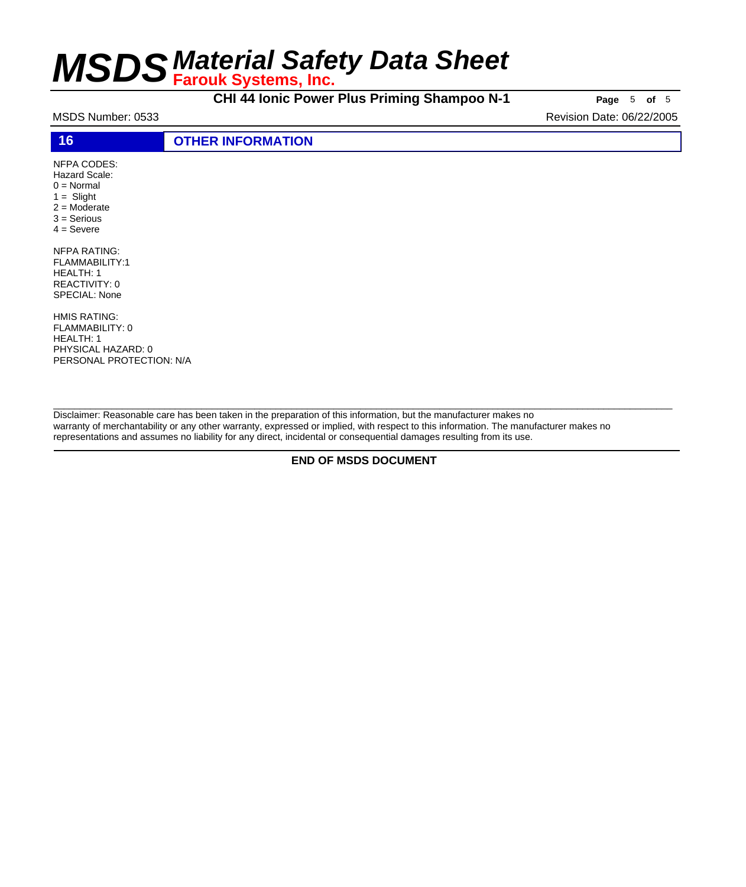## 16 OTHER INFORMATION

NFPA CODES:
Hazard Scale:
0 = Normal
1 = Slight
2 = Moderate
3 = Serious
4 = Severe

NFPA RATING:
FLAMMABILITY:1
HEALTH: 1
REACTIVITY: 0
SPECIAL: None

HMIS RATING:
FLAMMABILITY: 0
HEALTH: 1
PHYSICAL HAZARD: 0
PERSONAL PROTECTION: N/A

---

Disclaimer: Reasonable care has been taken in the preparation of this information, but the manufacturer makes no warranty of merchantability or any other warranty, expressed or implied, with respect to this information. The manufacturer makes no representations and assumes no liability for any direct, incidental or consequential damages resulting from its use.

---

**END OF MSDS DOCUMENT**